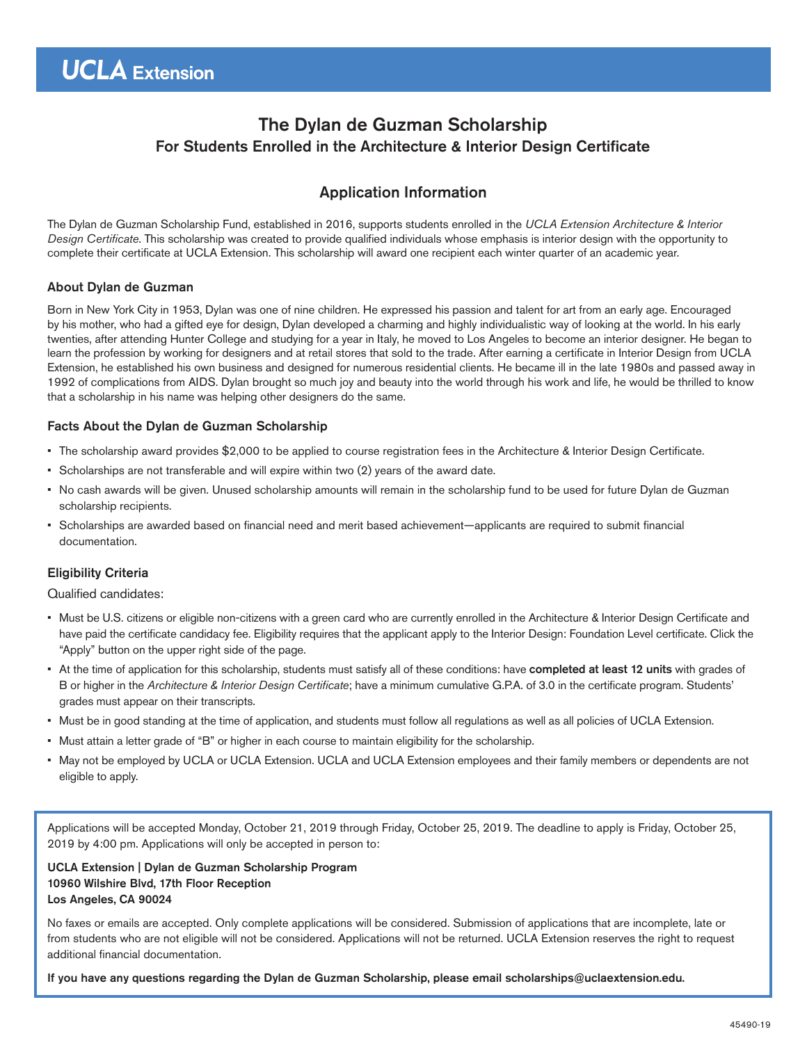**UCLA Extension**

# The Dylan de Guzman Scholarship

## For Students Enrolled in the Architecture & Interior Design Certificate

## Application Information

The Dylan de Guzman Scholarship Fund, established in 2016, supports students enrolled in the *UCLA Extension Architecture & Interior Design Certificate*. This scholarship was created to provide qualified individuals whose emphasis is interior design with the opportunity to complete their certificate at UCLA Extension. This scholarship will award one recipient each winter quarter of an academic year.

### About Dylan de Guzman

Born in New York City in 1953, Dylan was one of nine children. He expressed his passion and talent for art from an early age. Encouraged by his mother, who had a gifted eye for design, Dylan developed a charming and highly individualistic way of looking at the world. In his early twenties, after attending Hunter College and studying for a year in Italy, he moved to Los Angeles to become an interior designer. He began to learn the profession by working for designers and at retail stores that sold to the trade. After earning a certificate in Interior Design from UCLA Extension, he established his own business and designed for numerous residential clients. He became ill in the late 1980s and passed away in 1992 of complications from AIDS. Dylan brought so much joy and beauty into the world through his work and life, he would be thrilled to know that a scholarship in his name was helping other designers do the same.

### Facts About the Dylan de Guzman Scholarship

- The scholarship award provides $2,000 to be applied to course registration fees in the Architecture & Interior Design Certificate.
- Scholarships are not transferable and will expire within two (2) years of the award date.
- No cash awards will be given. Unused scholarship amounts will remain in the scholarship fund to be used for future Dylan de Guzman scholarship recipients.
- Scholarships are awarded based on financial need and merit based achievement—applicants are required to submit financial documentation.

### Eligibility Criteria

Qualified candidates:

- Must be U.S. citizens or eligible non-citizens with a green card who are currently enrolled in the Architecture & Interior Design Certificate and have paid the certificate candidacy fee. Eligibility requires that the applicant apply to the Interior Design: Foundation Level certificate. Click the "Apply" button on the upper right side of the page.
- At the time of application for this scholarship, students must satisfy all of these conditions: have **completed at least 12 units** with grades of B or higher in the *Architecture & Interior Design Certificate*; have a minimum cumulative G.P.A. of 3.0 in the certificate program. Students' grades must appear on their transcripts.
- Must be in good standing at the time of application, and students must follow all regulations as well as all policies of UCLA Extension.
- Must attain a letter grade of "B" or higher in each course to maintain eligibility for the scholarship.
- May not be employed by UCLA or UCLA Extension. UCLA and UCLA Extension employees and their family members or dependents are not eligible to apply.

Applications will be accepted Monday, October 21, 2019 through Friday, October 25, 2019. The deadline to apply is Friday, October 25, 2019 by 4:00 pm. Applications will only be accepted in person to:

**UCLA Extension | Dylan de Guzman Scholarship Program**
**10960 Wilshire Blvd, 17th Floor Reception**
**Los Angeles, CA 90024**

No faxes or emails are accepted. Only complete applications will be considered. Submission of applications that are incomplete, late or from students who are not eligible will not be considered. Applications will not be returned. UCLA Extension reserves the right to request additional financial documentation.

**If you have any questions regarding the Dylan de Guzman Scholarship, please email scholarships@uclaextension.edu.**

45490-19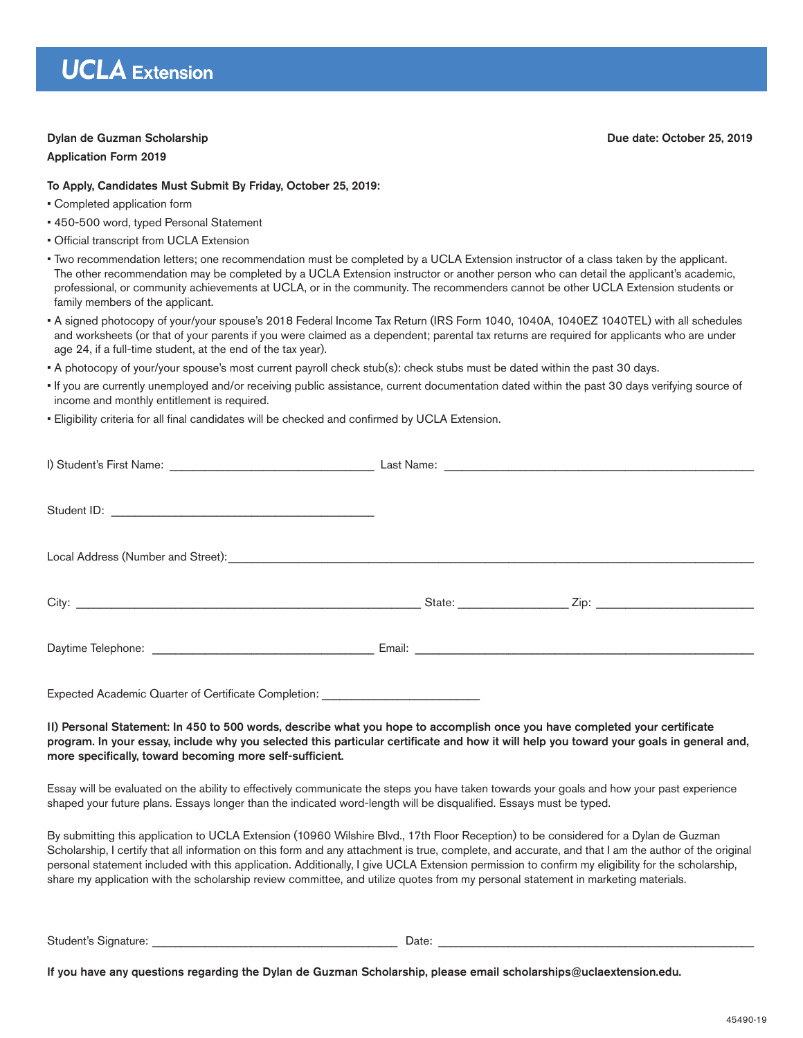# UCLA Extension

**Dylan de Guzman Scholarship**
**Application Form 2019**

**Due date: October 25, 2019**

**To Apply, Candidates Must Submit By Friday, October 25, 2019:**

- Completed application form
- 450-500 word, typed Personal Statement
- Official transcript from UCLA Extension
- Two recommendation letters; one recommendation must be completed by a UCLA Extension instructor of a class taken by the applicant. The other recommendation may be completed by a UCLA Extension instructor or another person who can detail the applicant's academic, professional, or community achievements at UCLA, or in the community. The recommenders cannot be other UCLA Extension students or family members of the applicant.
- A signed photocopy of your/your spouse's 2018 Federal Income Tax Return (IRS Form 1040, 1040A, 1040EZ 1040TEL) with all schedules and worksheets (or that of your parents if you were claimed as a dependent; parental tax returns are required for applicants who are under age 24, if a full-time student, at the end of the tax year).
- A photocopy of your/your spouse's most current payroll check stub(s): check stubs must be dated within the past 30 days.
- If you are currently unemployed and/or receiving public assistance, current documentation dated within the past 30 days verifying source of income and monthly entitlement is required.
- Eligibility criteria for all final candidates will be checked and confirmed by UCLA Extension.

I) Student's First Name: ______________________ Last Name: ______________________

Student ID: ______________________

Local Address (Number and Street): ______________________

City: ______________________ State: __________ Zip: __________

Daytime Telephone: ______________________ Email: ______________________

Expected Academic Quarter of Certificate Completion: ______________________

**II) Personal Statement: In 450 to 500 words, describe what you hope to accomplish once you have completed your certificate program. In your essay, include why you selected this particular certificate and how it will help you toward your goals in general and, more specifically, toward becoming more self-sufficient.**

Essay will be evaluated on the ability to effectively communicate the steps you have taken towards your goals and how your past experience shaped your future plans. Essays longer than the indicated word-length will be disqualified. Essays must be typed.

By submitting this application to UCLA Extension (10960 Wilshire Blvd., 17th Floor Reception) to be considered for a Dylan de Guzman Scholarship, I certify that all information on this form and any attachment is true, complete, and accurate, and that I am the author of the original personal statement included with this application. Additionally, I give UCLA Extension permission to confirm my eligibility for the scholarship, share my application with the scholarship review committee, and utilize quotes from my personal statement in marketing materials.

Student's Signature: ______________________ Date: ______________________

**If you have any questions regarding the Dylan de Guzman Scholarship, please email scholarships@uclaextension.edu.**

45490-19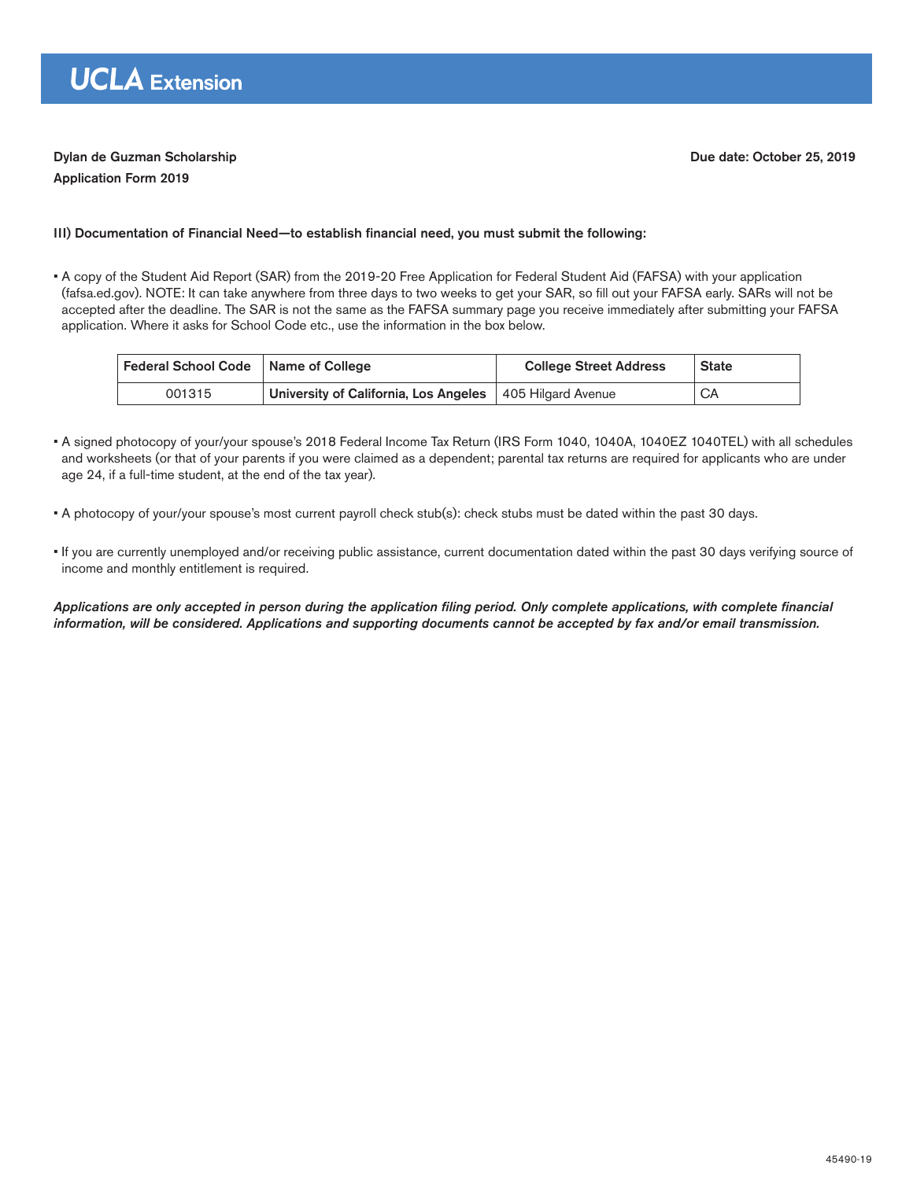# UCLA Extension

**Dylan de Guzman Scholarship**
**Application Form 2019**

**Due date: October 25, 2019**

**III) Documentation of Financial Need—to establish financial need, you must submit the following:**

- A copy of the Student Aid Report (SAR) from the 2019-20 Free Application for Federal Student Aid (FAFSA) with your application (fafsa.ed.gov). NOTE: It can take anywhere from three days to two weeks to get your SAR, so fill out your FAFSA early. SARs will not be accepted after the deadline. The SAR is not the same as the FAFSA summary page you receive immediately after submitting your FAFSA application. Where it asks for School Code etc., use the information in the box below.

| Federal School Code | Name of College | College Street Address | State |
| --- | --- | --- | --- |
| 001315 | **University of California, Los Angeles** | 405 Hilgard Avenue | CA |

- A signed photocopy of your/your spouse's 2018 Federal Income Tax Return (IRS Form 1040, 1040A, 1040EZ 1040TEL) with all schedules and worksheets (or that of your parents if you were claimed as a dependent; parental tax returns are required for applicants who are under age 24, if a full-time student, at the end of the tax year).

- A photocopy of your/your spouse's most current payroll check stub(s): check stubs must be dated within the past 30 days.

- If you are currently unemployed and/or receiving public assistance, current documentation dated within the past 30 days verifying source of income and monthly entitlement is required.

***Applications are only accepted in person during the application filing period. Only complete applications, with complete financial information, will be considered. Applications and supporting documents cannot be accepted by fax and/or email transmission.***

45490-19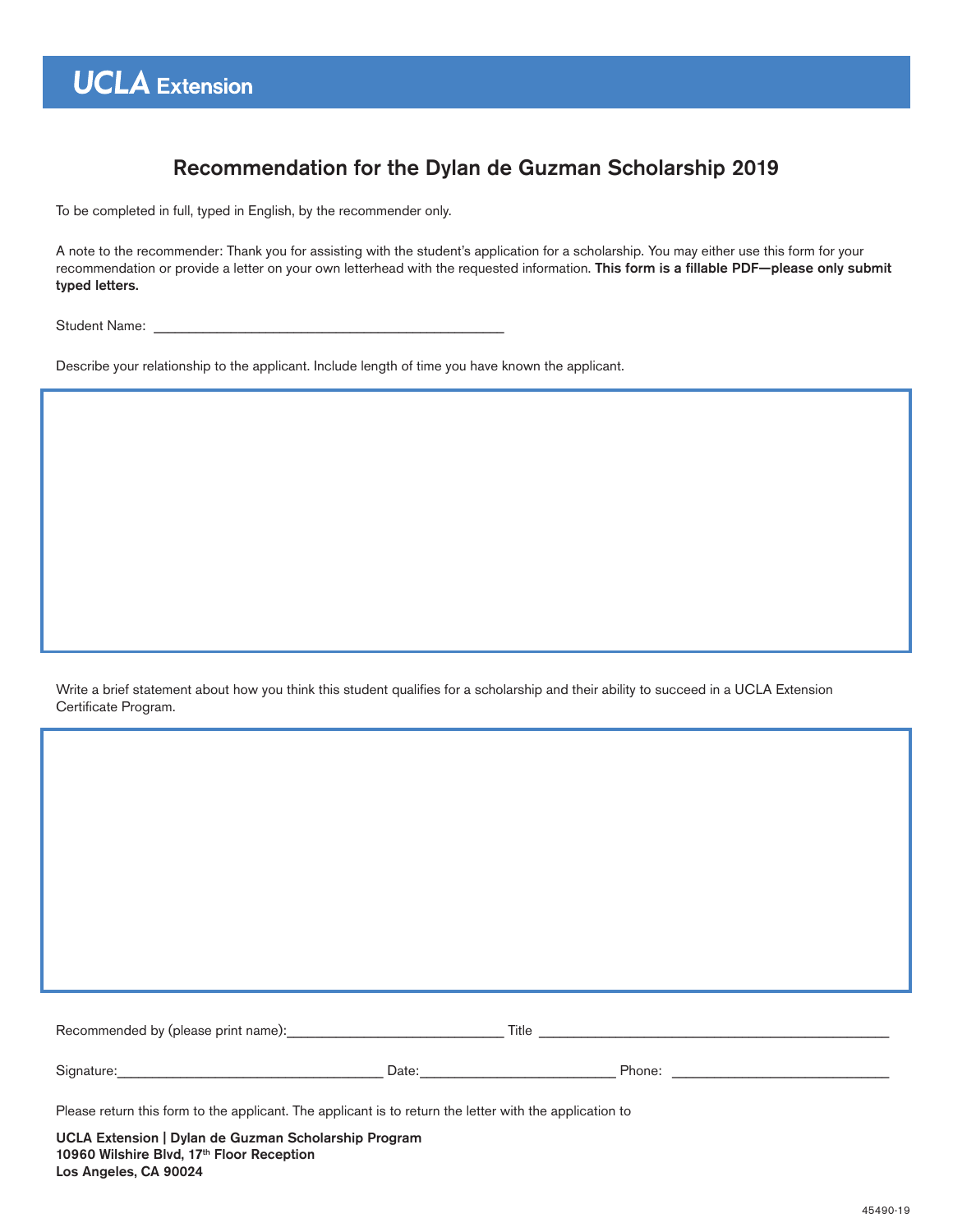**UCLA Extension**

## Recommendation for the Dylan de Guzman Scholarship 2019

To be completed in full, typed in English, by the recommender only.

A note to the recommender: Thank you for assisting with the student's application for a scholarship. You may either use this form for your recommendation or provide a letter on your own letterhead with the requested information. **This form is a fillable PDF—please only submit typed letters.**

Student Name: _______________________________________________

Describe your relationship to the applicant. Include length of time you have known the applicant.

Write a brief statement about how you think this student qualifies for a scholarship and their ability to succeed in a UCLA Extension Certificate Program.

Recommended by (please print name):_____________________________ Title _______________________________________________

Signature:___________________________________ Date:__________________________ Phone: _____________________________

Please return this form to the applicant. The applicant is to return the letter with the application to

**UCLA Extension | Dylan de Guzman Scholarship Program**
**10960 Wilshire Blvd, 17th Floor Reception**
**Los Angeles, CA 90024**

45490-19